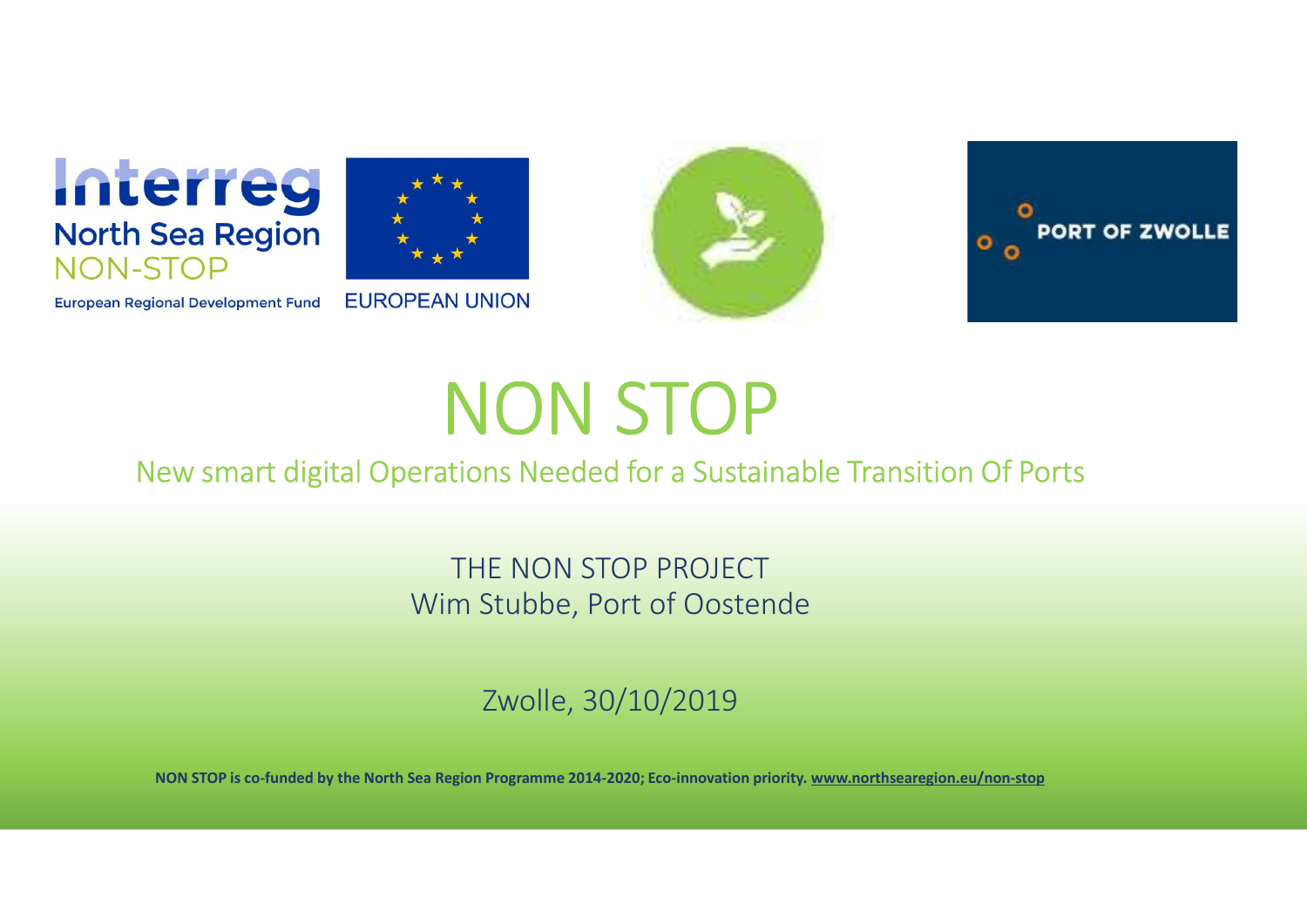Interreg
North Sea Region
NON-STOP

European Regional Development Fund

EUROPEAN UNION

PORT OF ZWOLLE

# NON STOP

## New smart digital Operations Needed for a Sustainable Transition Of Ports

THE NON STOP PROJECT
Wim Stubbe, Port of Oostende

Zwolle, 30/10/2019

**NON STOP is co-funded by the North Sea Region Programme 2014-2020; Eco-innovation priority. www.northsearegion.eu/non-stop**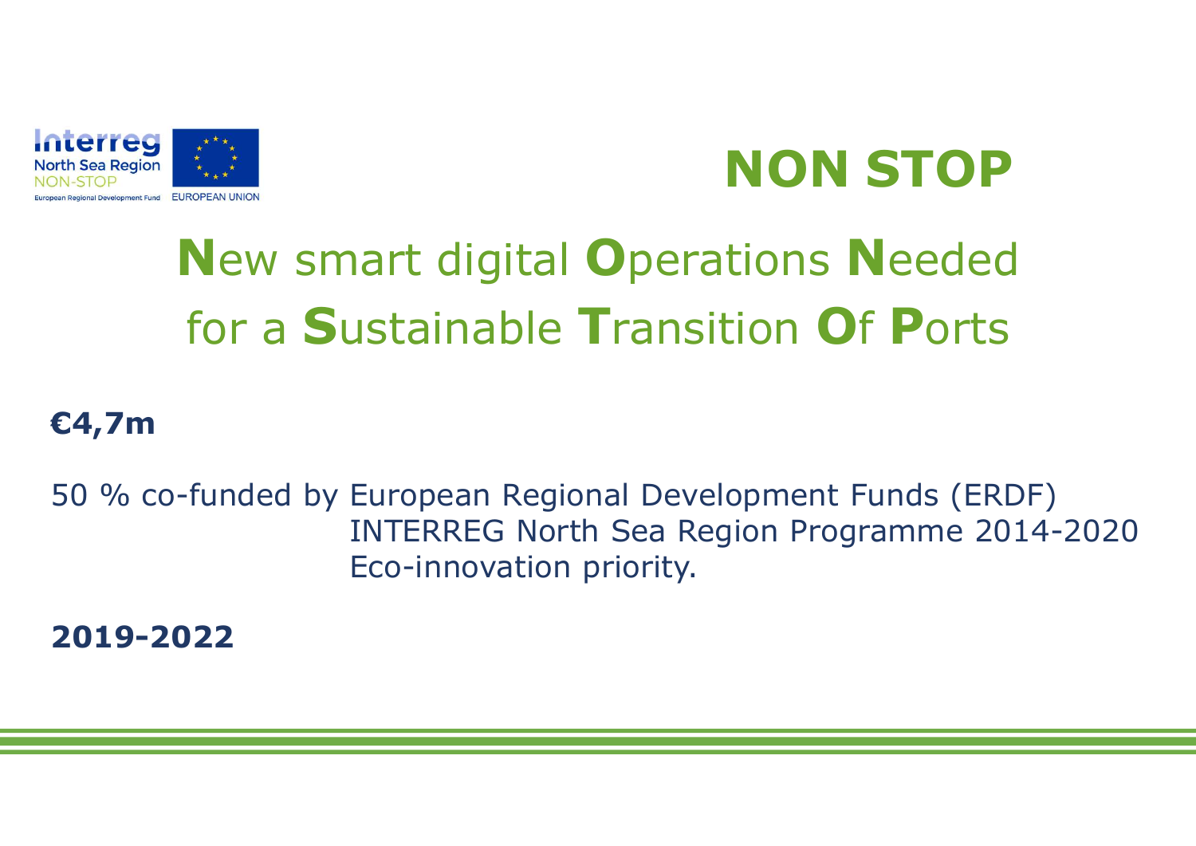Interreg
North Sea Region
NON-STOP
European Regional Development Fund | EUROPEAN UNION

# NON STOP

## **N**ew smart digital **O**perations **N**eeded for a **S**ustainable **T**ransition **O**f **P**orts

**€4,7m**

50 % co-funded by European Regional Development Funds (ERDF)
INTERREG North Sea Region Programme 2014-2020
Eco-innovation priority.

**2019-2022**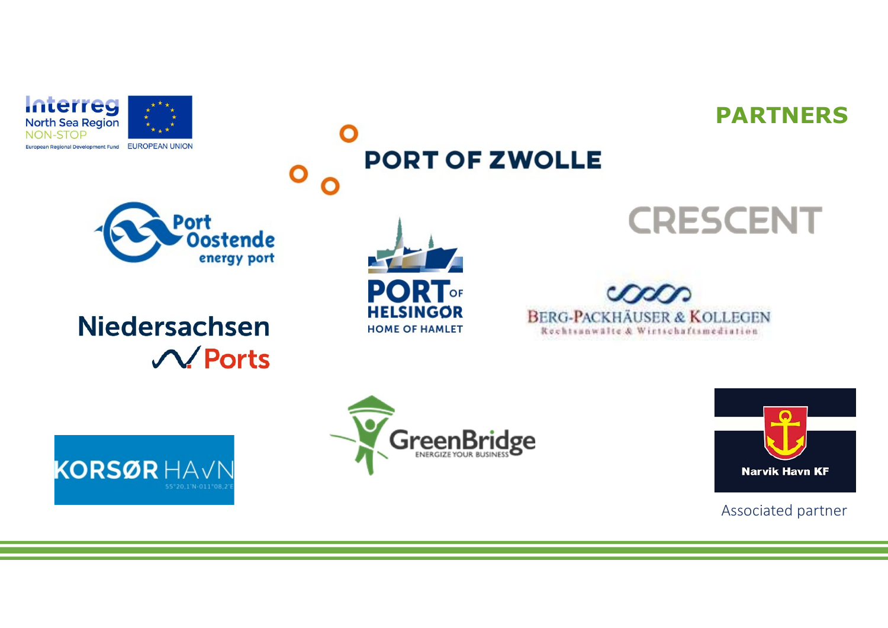# PARTNERS

Interreg North Sea Region NON-STOP
European Regional Development Fund EUROPEAN UNION

PORT OF ZWOLLE

Port Oostende energy port

PORT OF HELSINGØR HOME OF HAMLET

CRESCENT

Niedersachsen Ports

BERG-PACKHÄUSER & KOLLEGEN
Rechtsanwälte & Wirtschaftsmediation

KORSØR HAVN
55°20,1'N-011°08,2'E

GreenBridge
ENERGIZE YOUR BUSINESS

Narvik Havn KF

Associated partner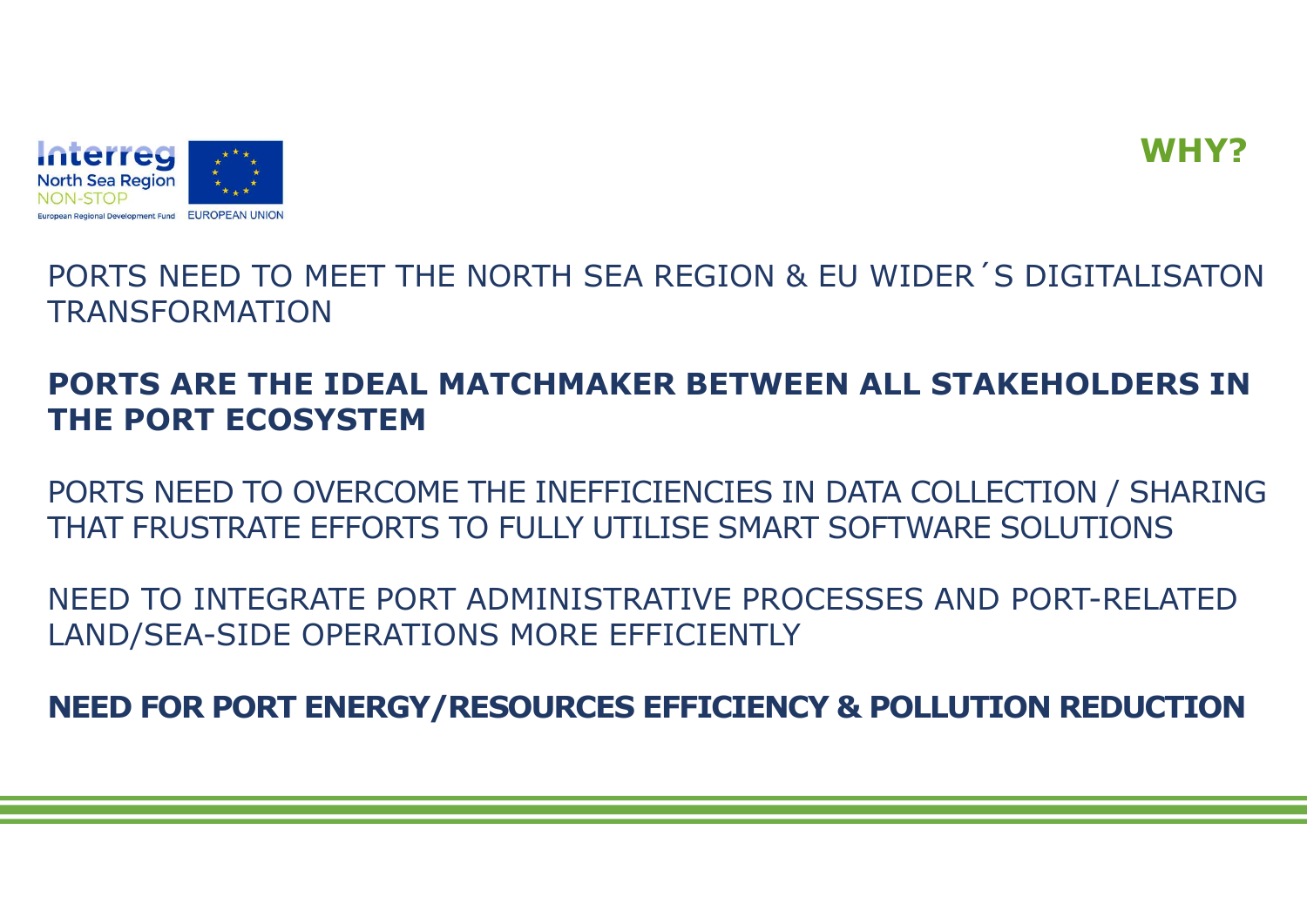Interreg North Sea Region NON-STOP

European Regional Development Fund EUROPEAN UNION

## WHY?

PORTS NEED TO MEET THE NORTH SEA REGION & EU WIDER´S DIGITALISATON TRANSFORMATION

**PORTS ARE THE IDEAL MATCHMAKER BETWEEN ALL STAKEHOLDERS IN THE PORT ECOSYSTEM**

PORTS NEED TO OVERCOME THE INEFFICIENCIES IN DATA COLLECTION / SHARING THAT FRUSTRATE EFFORTS TO FULLY UTILISE SMART SOFTWARE SOLUTIONS

NEED TO INTEGRATE PORT ADMINISTRATIVE PROCESSES AND PORT-RELATED LAND/SEA-SIDE OPERATIONS MORE EFFICIENTLY

**NEED FOR PORT ENERGY/RESOURCES EFFICIENCY & POLLUTION REDUCTION**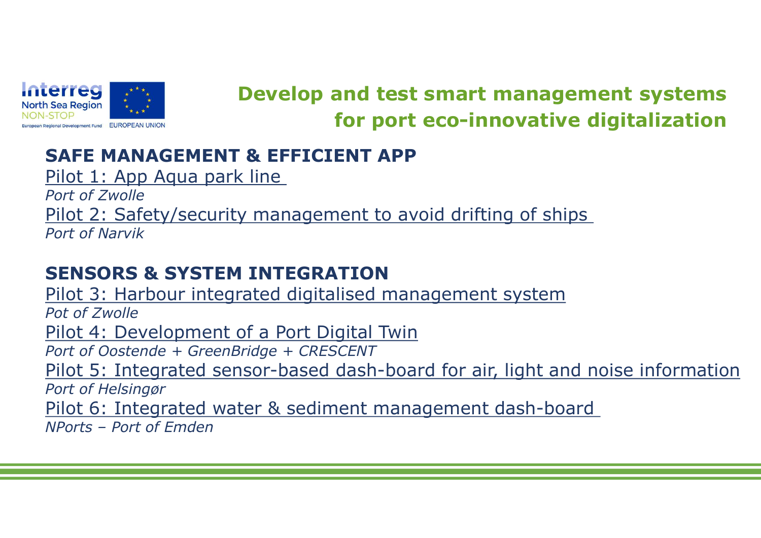# Develop and test smart management systems for port eco-innovative digitalization

## SAFE MANAGEMENT & EFFICIENT APP

Pilot 1: App Aqua park line

*Port of Zwolle*

Pilot 2: Safety/security management to avoid drifting of ships

*Port of Narvik*

## SENSORS & SYSTEM INTEGRATION

Pilot 3: Harbour integrated digitalised management system

*Pot of Zwolle*

Pilot 4: Development of a Port Digital Twin

*Port of Oostende + GreenBridge + CRESCENT*

Pilot 5: Integrated sensor-based dash-board for air, light and noise information

*Port of Helsingør*

Pilot 6: Integrated water & sediment management dash-board

*NPorts – Port of Emden*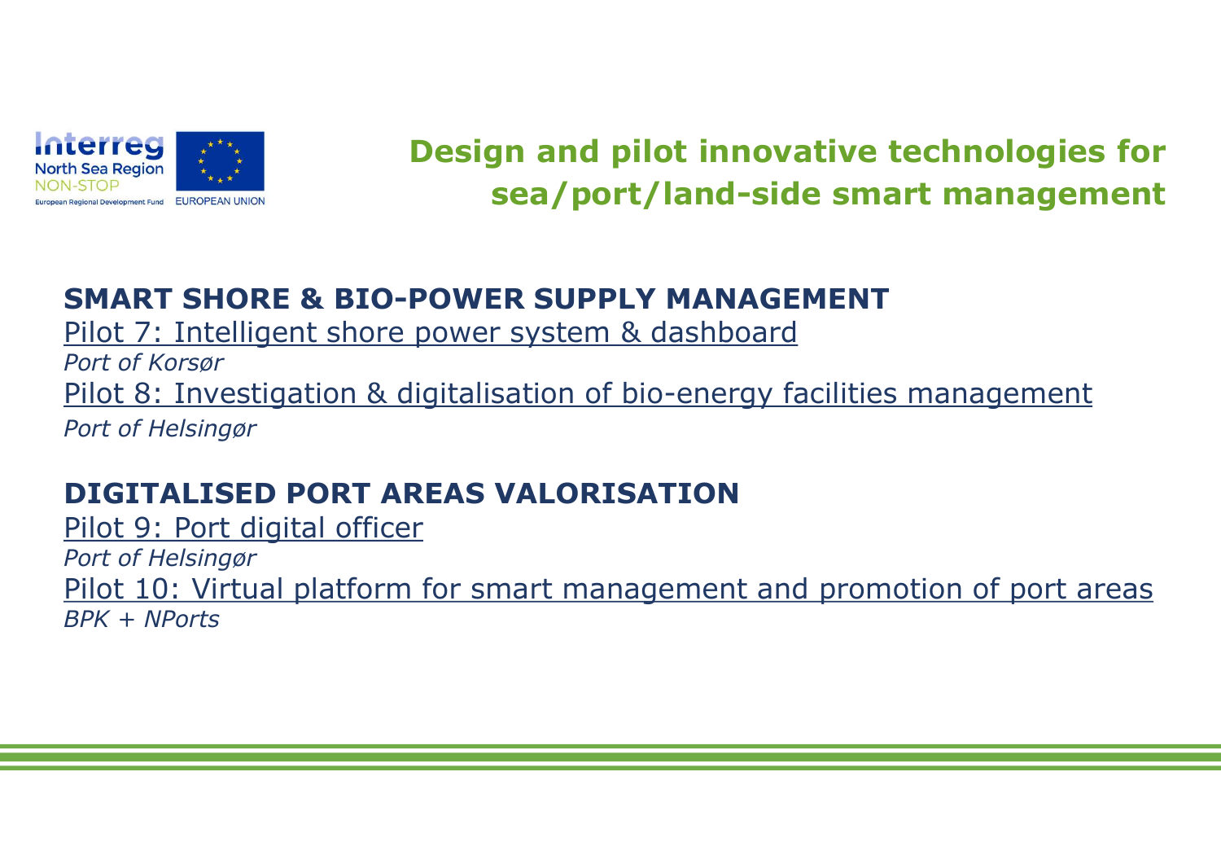Interreg
North Sea Region
NON-STOP
European Regional Development Fund EUROPEAN UNION

# Design and pilot innovative technologies for sea/port/land-side smart management

## SMART SHORE & BIO-POWER SUPPLY MANAGEMENT

Pilot 7: Intelligent shore power system & dashboard
*Port of Korsør*

Pilot 8: Investigation & digitalisation of bio-energy facilities management
*Port of Helsingør*

## DIGITALISED PORT AREAS VALORISATION

Pilot 9: Port digital officer
*Port of Helsingør*

Pilot 10: Virtual platform for smart management and promotion of port areas
*BPK + NPorts*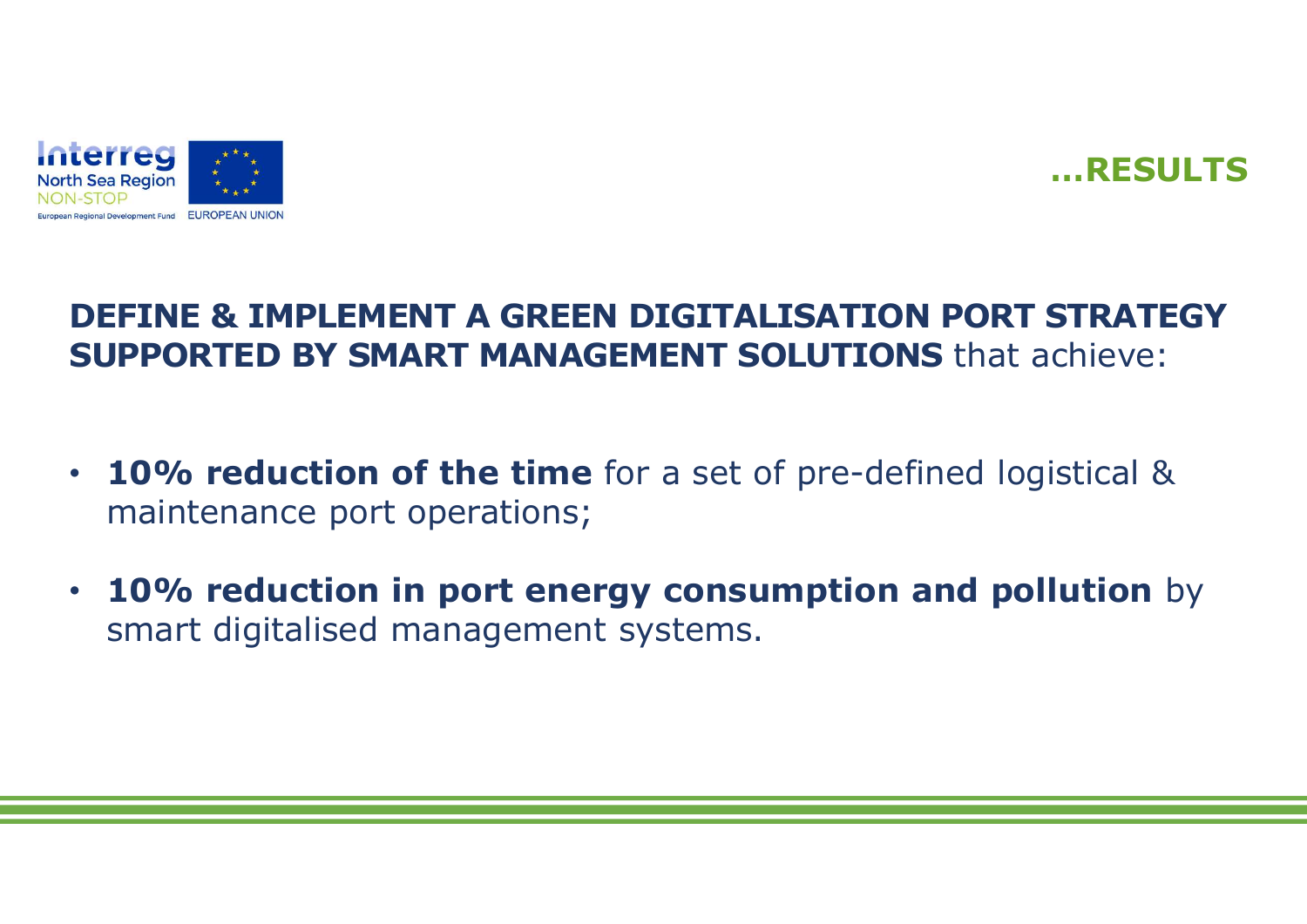Interreg
North Sea Region
NON-STOP
European Regional Development Fund

EUROPEAN UNION

## ...RESULTS

**DEFINE & IMPLEMENT A GREEN DIGITALISATION PORT STRATEGY SUPPORTED BY SMART MANAGEMENT SOLUTIONS** that achieve:

- **10% reduction of the time** for a set of pre-defined logistical & maintenance port operations;
- **10% reduction in port energy consumption and pollution** by smart digitalised management systems.